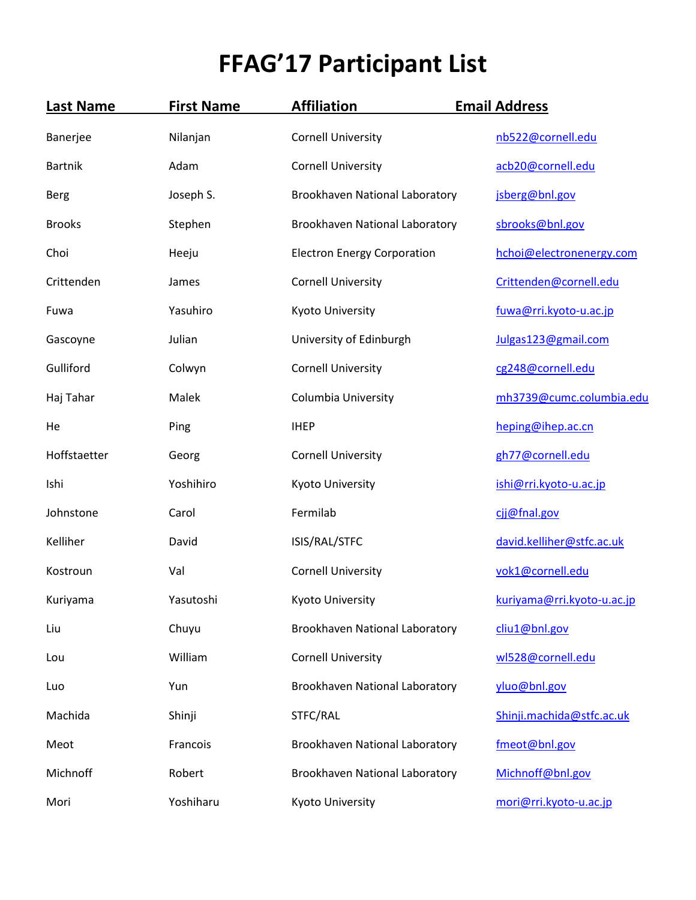# FFAG’17 Participant List

| Last Name | First Name | Affiliation | Email Address |
|---|---|---|---|
| Banerjee | Nilanjan | Cornell University | nb522@cornell.edu |
| Bartnik | Adam | Cornell University | acb20@cornell.edu |
| Berg | Joseph S. | Brookhaven National Laboratory | jsberg@bnl.gov |
| Brooks | Stephen | Brookhaven National Laboratory | sbrooks@bnl.gov |
| Choi | Heeju | Electron Energy Corporation | hchoi@electronenergy.com |
| Crittenden | James | Cornell University | Crittenden@cornell.edu |
| Fuwa | Yasuhiro | Kyoto University | fuwa@rri.kyoto-u.ac.jp |
| Gascoyne | Julian | University of Edinburgh | Julgas123@gmail.com |
| Gulliford | Colwyn | Cornell University | cg248@cornell.edu |
| Haj Tahar | Malek | Columbia University | mh3739@cumc.columbia.edu |
| He | Ping | IHEP | heping@ihep.ac.cn |
| Hoffstaetter | Georg | Cornell University | gh77@cornell.edu |
| Ishi | Yoshihiro | Kyoto University | ishi@rri.kyoto-u.ac.jp |
| Johnstone | Carol | Fermilab | cjj@fnal.gov |
| Kelliher | David | ISIS/RAL/STFC | david.kelliher@stfc.ac.uk |
| Kostroun | Val | Cornell University | vok1@cornell.edu |
| Kuriyama | Yasutoshi | Kyoto University | kuriyama@rri.kyoto-u.ac.jp |
| Liu | Chuyu | Brookhaven National Laboratory | cliu1@bnl.gov |
| Lou | William | Cornell University | wl528@cornell.edu |
| Luo | Yun | Brookhaven National Laboratory | yluo@bnl.gov |
| Machida | Shinji | STFC/RAL | Shinji.machida@stfc.ac.uk |
| Meot | Francois | Brookhaven National Laboratory | fmeot@bnl.gov |
| Michnoff | Robert | Brookhaven National Laboratory | Michnoff@bnl.gov |
| Mori | Yoshiharu | Kyoto University | mori@rri.kyoto-u.ac.jp |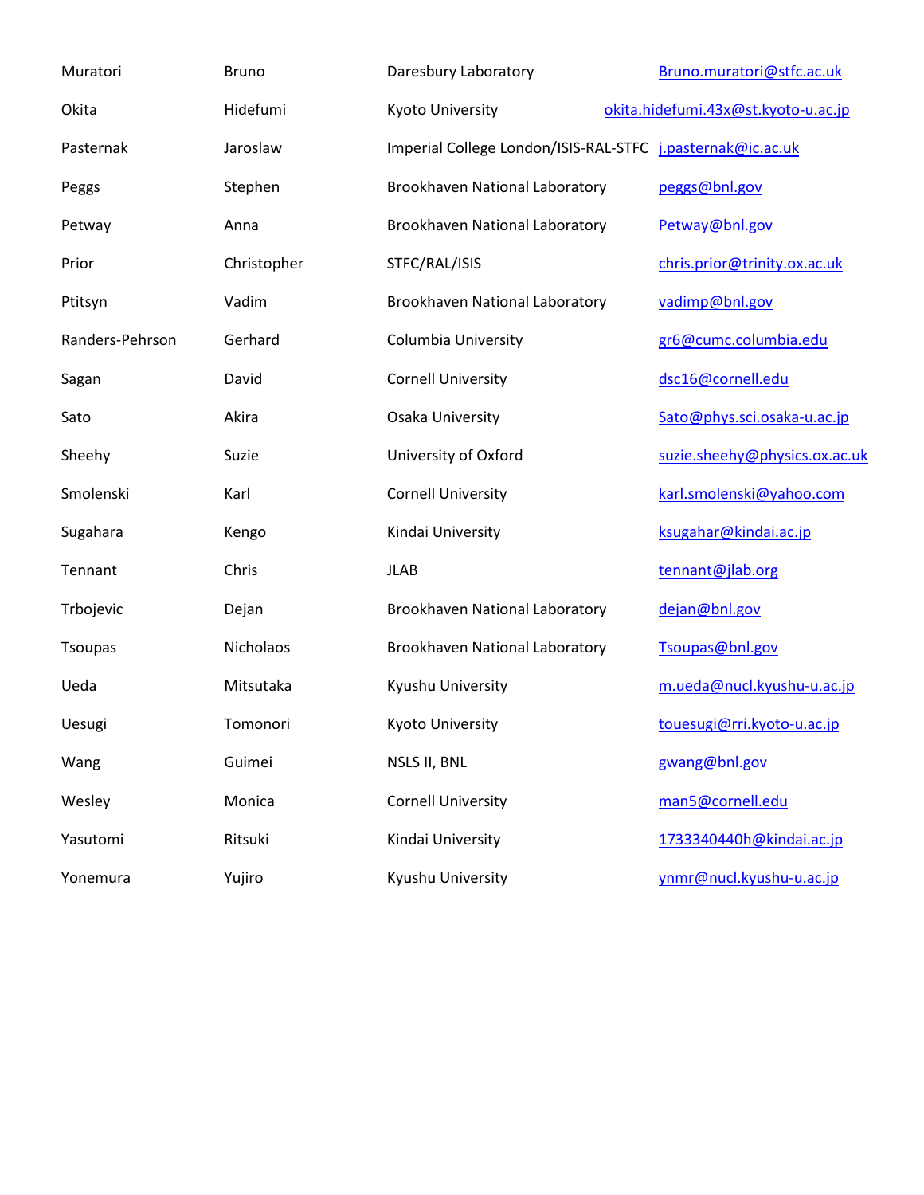| | | | |
|---|---|---|---|
| Muratori | Bruno | Daresbury Laboratory | Bruno.muratori@stfc.ac.uk |
| Okita | Hidefumi | Kyoto University | okita.hidefumi.43x@st.kyoto-u.ac.jp |
| Pasternak | Jaroslaw | Imperial College London/ISIS-RAL-STFC | j.pasternak@ic.ac.uk |
| Peggs | Stephen | Brookhaven National Laboratory | peggs@bnl.gov |
| Petway | Anna | Brookhaven National Laboratory | Petway@bnl.gov |
| Prior | Christopher | STFC/RAL/ISIS | chris.prior@trinity.ox.ac.uk |
| Ptitsyn | Vadim | Brookhaven National Laboratory | vadimp@bnl.gov |
| Randers-Pehrson | Gerhard | Columbia University | gr6@cumc.columbia.edu |
| Sagan | David | Cornell University | dsc16@cornell.edu |
| Sato | Akira | Osaka University | Sato@phys.sci.osaka-u.ac.jp |
| Sheehy | Suzie | University of Oxford | suzie.sheehy@physics.ox.ac.uk |
| Smolenski | Karl | Cornell University | karl.smolenski@yahoo.com |
| Sugahara | Kengo | Kindai University | ksugahar@kindai.ac.jp |
| Tennant | Chris | JLAB | tennant@jlab.org |
| Trbojevic | Dejan | Brookhaven National Laboratory | dejan@bnl.gov |
| Tsoupas | Nicholaos | Brookhaven National Laboratory | Tsoupas@bnl.gov |
| Ueda | Mitsutaka | Kyushu University | m.ueda@nucl.kyushu-u.ac.jp |
| Uesugi | Tomonori | Kyoto University | touesugi@rri.kyoto-u.ac.jp |
| Wang | Guimei | NSLS II, BNL | gwang@bnl.gov |
| Wesley | Monica | Cornell University | man5@cornell.edu |
| Yasutomi | Ritsuki | Kindai University | 1733340440h@kindai.ac.jp |
| Yonemura | Yujiro | Kyushu University | ynmr@nucl.kyushu-u.ac.jp |